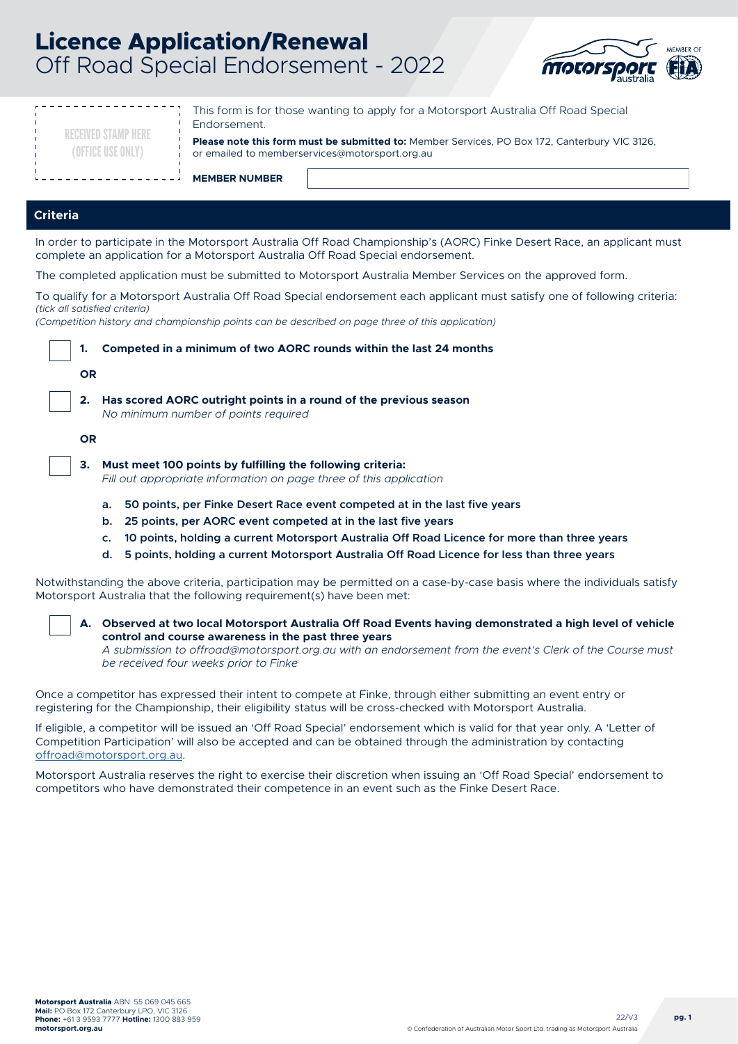# Licence Application/Renewal
## Off Road Special Endorsement - 2022

RECEIVED STAMP HERE
(OFFICE USE ONLY)

This form is for those wanting to apply for a Motorsport Australia Off Road Special Endorsement.

**Please note this form must be submitted to:** Member Services, PO Box 172, Canterbury VIC 3126, or emailed to memberservices@motorsport.org.au

**MEMBER NUMBER**

## Criteria

In order to participate in the Motorsport Australia Off Road Championship's (AORC) Finke Desert Race, an applicant must complete an application for a Motorsport Australia Off Road Special endorsement.

The completed application must be submitted to Motorsport Australia Member Services on the approved form.

To qualify for a Motorsport Australia Off Road Special endorsement each applicant must satisfy one of following criteria:
*(tick all satisfied criteria)*
*(Competition history and championship points can be described on page three of this application)*

☐ **1. Competed in a minimum of two AORC rounds within the last 24 months**

**OR**

☐ **2. Has scored AORC outright points in a round of the previous season**
*No minimum number of points required*

**OR**

☐ **3. Must meet 100 points by fulfilling the following criteria:**
*Fill out appropriate information on page three of this application*

- **a. 50 points, per Finke Desert Race event competed at in the last five years**
- **b. 25 points, per AORC event competed at in the last five years**
- **c. 10 points, holding a current Motorsport Australia Off Road Licence for more than three years**
- **d. 5 points, holding a current Motorsport Australia Off Road Licence for less than three years**

Notwithstanding the above criteria, participation may be permitted on a case-by-case basis where the individuals satisfy Motorsport Australia that the following requirement(s) have been met:

☐ **A. Observed at two local Motorsport Australia Off Road Events having demonstrated a high level of vehicle control and course awareness in the past three years**
*A submission to offroad@motorsport.org.au with an endorsement from the event's Clerk of the Course must be received four weeks prior to Finke*

Once a competitor has expressed their intent to compete at Finke, through either submitting an event entry or registering for the Championship, their eligibility status will be cross-checked with Motorsport Australia.

If eligible, a competitor will be issued an 'Off Road Special' endorsement which is valid for that year only. A 'Letter of Competition Participation' will also be accepted and can be obtained through the administration by contacting offroad@motorsport.org.au.

Motorsport Australia reserves the right to exercise their discretion when issuing an 'Off Road Special' endorsement to competitors who have demonstrated their competence in an event such as the Finke Desert Race.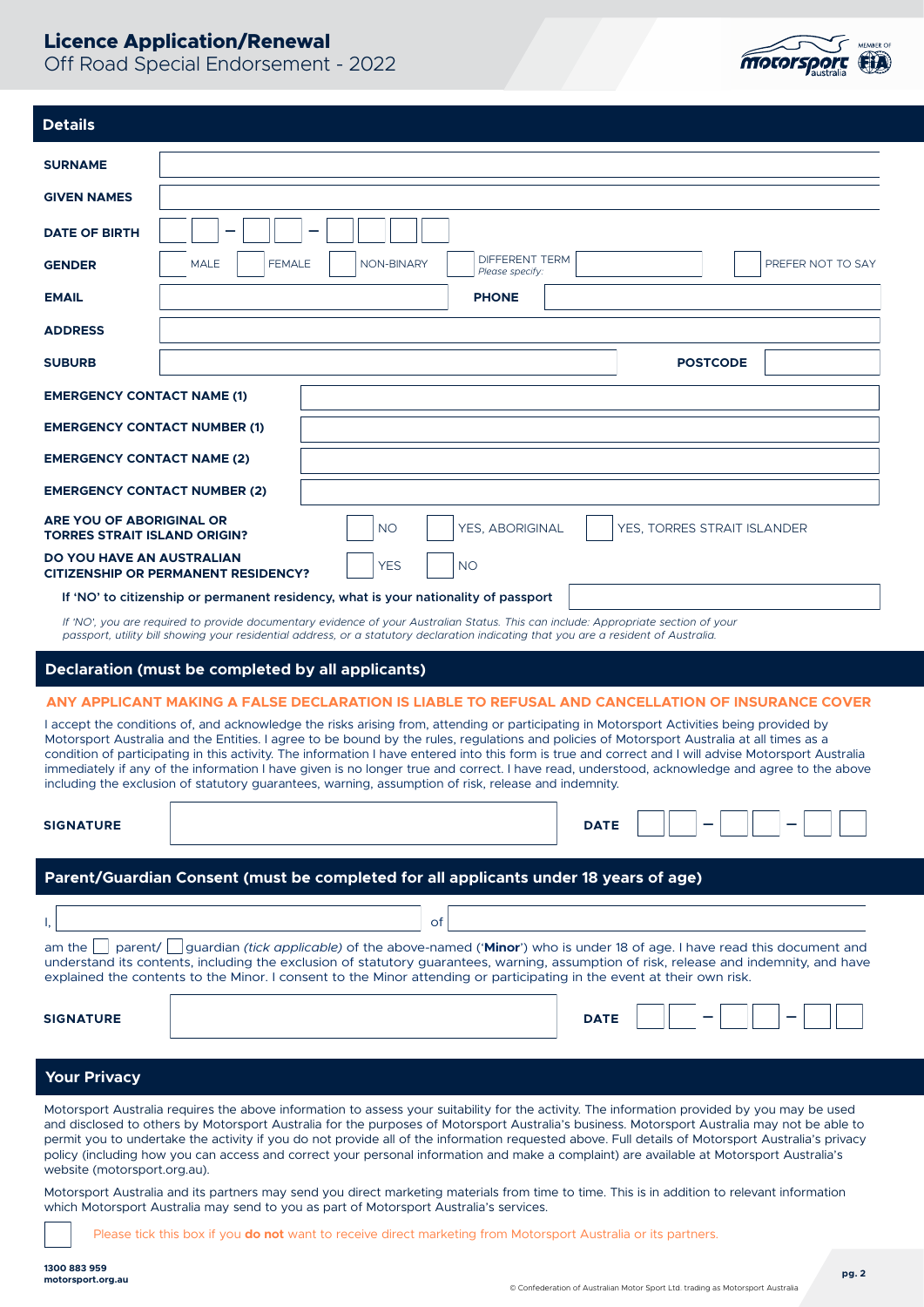# Licence Application/Renewal

Off Road Special Endorsement - 2022

## Details

| | |
|---|---|
| **SURNAME** | |
| **GIVEN NAMES** | |
| **DATE OF BIRTH** | _ _ – _ _ – _ _ _ _ |
| **GENDER** | ☐ MALE ☐ FEMALE ☐ NON-BINARY ☐ DIFFERENT TERM *Please specify:* ______ ☐ PREFER NOT TO SAY |
| **EMAIL** | |
| **PHONE** | |
| **ADDRESS** | |
| **SUBURB** | |
| **POSTCODE** | |
| **EMERGENCY CONTACT NAME (1)** | |
| **EMERGENCY CONTACT NUMBER (1)** | |
| **EMERGENCY CONTACT NAME (2)** | |
| **EMERGENCY CONTACT NUMBER (2)** | |
| **ARE YOU OF ABORIGINAL OR TORRES STRAIT ISLAND ORIGIN?** | ☐ NO ☐ YES, ABORIGINAL ☐ YES, TORRES STRAIT ISLANDER |
| **DO YOU HAVE AN AUSTRALIAN CITIZENSHIP OR PERMANENT RESIDENCY?** | ☐ YES ☐ NO |

**If 'NO' to citizenship or permanent residency, what is your nationality of passport** ______

*If 'NO', you are required to provide documentary evidence of your Australian Status. This can include: Appropriate section of your passport, utility bill showing your residential address, or a statutory declaration indicating that you are a resident of Australia.*

## Declaration (must be completed by all applicants)

**ANY APPLICANT MAKING A FALSE DECLARATION IS LIABLE TO REFUSAL AND CANCELLATION OF INSURANCE COVER**

I accept the conditions of, and acknowledge the risks arising from, attending or participating in Motorsport Activities being provided by Motorsport Australia and the Entities. I agree to be bound by the rules, regulations and policies of Motorsport Australia at all times as a condition of participating in this activity. The information I have entered into this form is true and correct and I will advise Motorsport Australia immediately if any of the information I have given is no longer true and correct. I have read, understood, acknowledge and agree to the above including the exclusion of statutory guarantees, warning, assumption of risk, release and indemnity.

**SIGNATURE** ______ **DATE** _ _ – _ _ – _ _

## Parent/Guardian Consent (must be completed for all applicants under 18 years of age)

I, ______ of ______

am the ☐ parent/ ☐ guardian *(tick applicable)* of the above-named ('**Minor**') who is under 18 of age. I have read this document and understand its contents, including the exclusion of statutory guarantees, warning, assumption of risk, release and indemnity, and have explained the contents to the Minor. I consent to the Minor attending or participating in the event at their own risk.

**SIGNATURE** ______ **DATE** _ _ – _ _ – _ _

## Your Privacy

Motorsport Australia requires the above information to assess your suitability for the activity. The information provided by you may be used and disclosed to others by Motorsport Australia for the purposes of Motorsport Australia's business. Motorsport Australia may not be able to permit you to undertake the activity if you do not provide all of the information requested above. Full details of Motorsport Australia's privacy policy (including how you can access and correct your personal information and make a complaint) are available at Motorsport Australia's website (motorsport.org.au).

Motorsport Australia and its partners may send you direct marketing materials from time to time. This is in addition to relevant information which Motorsport Australia may send to you as part of Motorsport Australia's services.

☐ Please tick this box if you **do not** want to receive direct marketing from Motorsport Australia or its partners.

**1300 883 959**
**motorsport.org.au**

© Confederation of Australian Motor Sport Ltd. trading as Motorsport Australia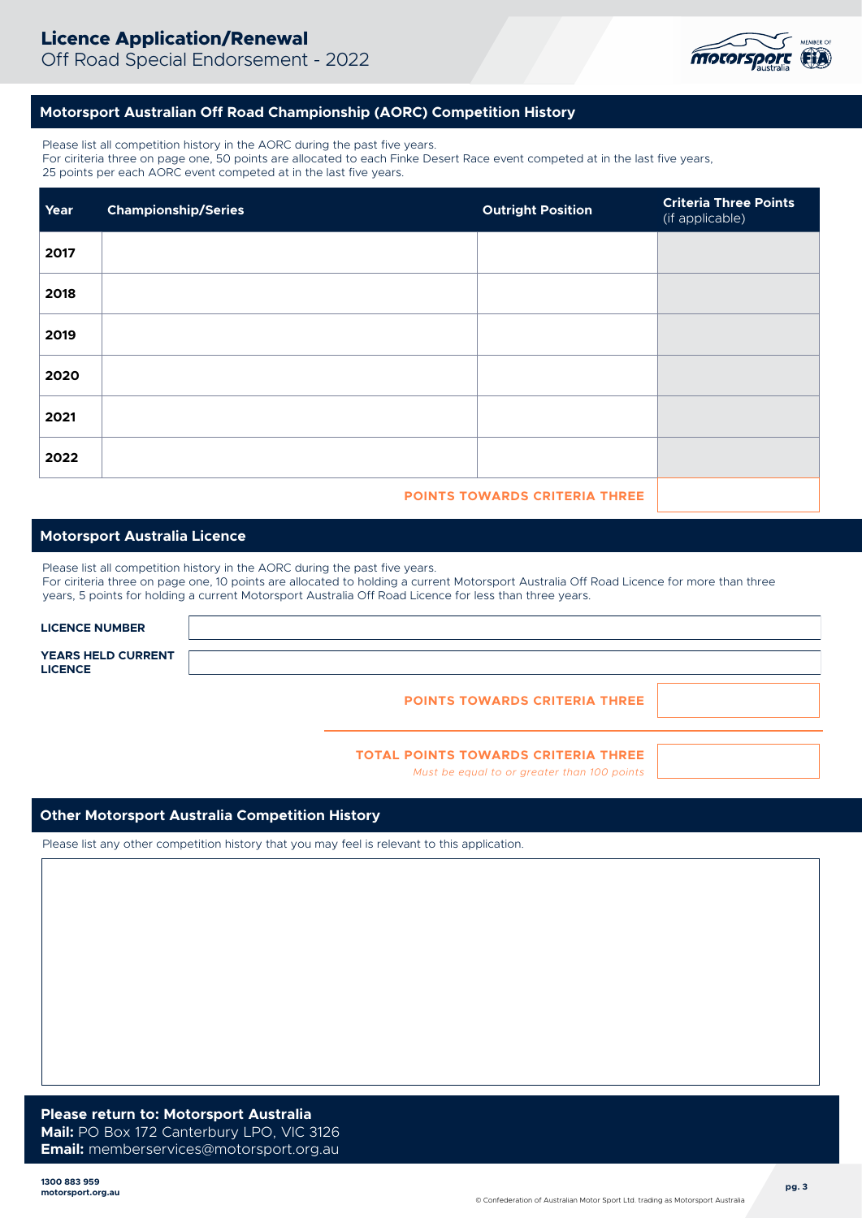# Licence Application/Renewal
Off Road Special Endorsement - 2022

## Motorsport Australian Off Road Championship (AORC) Competition History

Please list all competition history in the AORC during the past five years.
For ciriteria three on page one, 50 points are allocated to each Finke Desert Race event competed at in the last five years, 25 points per each AORC event competed at in the last five years.

| Year | Championship/Series | Outright Position | Criteria Three Points (if applicable) |
|---|---|---|---|
| 2017 | | | |
| 2018 | | | |
| 2019 | | | |
| 2020 | | | |
| 2021 | | | |
| 2022 | | | |
| | | **POINTS TOWARDS CRITERIA THREE** | |

## Motorsport Australia Licence

Please list all competition history in the AORC during the past five years.
For ciriteria three on page one, 10 points are allocated to holding a current Motorsport Australia Off Road Licence for more than three years, 5 points for holding a current Motorsport Australia Off Road Licence for less than three years.

**LICENCE NUMBER**

**YEARS HELD CURRENT LICENCE**

**POINTS TOWARDS CRITERIA THREE**

**TOTAL POINTS TOWARDS CRITERIA THREE**
*Must be equal to or greater than 100 points*

## Other Motorsport Australia Competition History

Please list any other competition history that you may feel is relevant to this application.

**Please return to: Motorsport Australia**
**Mail:** PO Box 172 Canterbury LPO, VIC 3126
**Email:** memberservices@motorsport.org.au

1300 883 959
motorsport.org.au

© Confederation of Australian Motor Sport Ltd. trading as Motorsport Australia